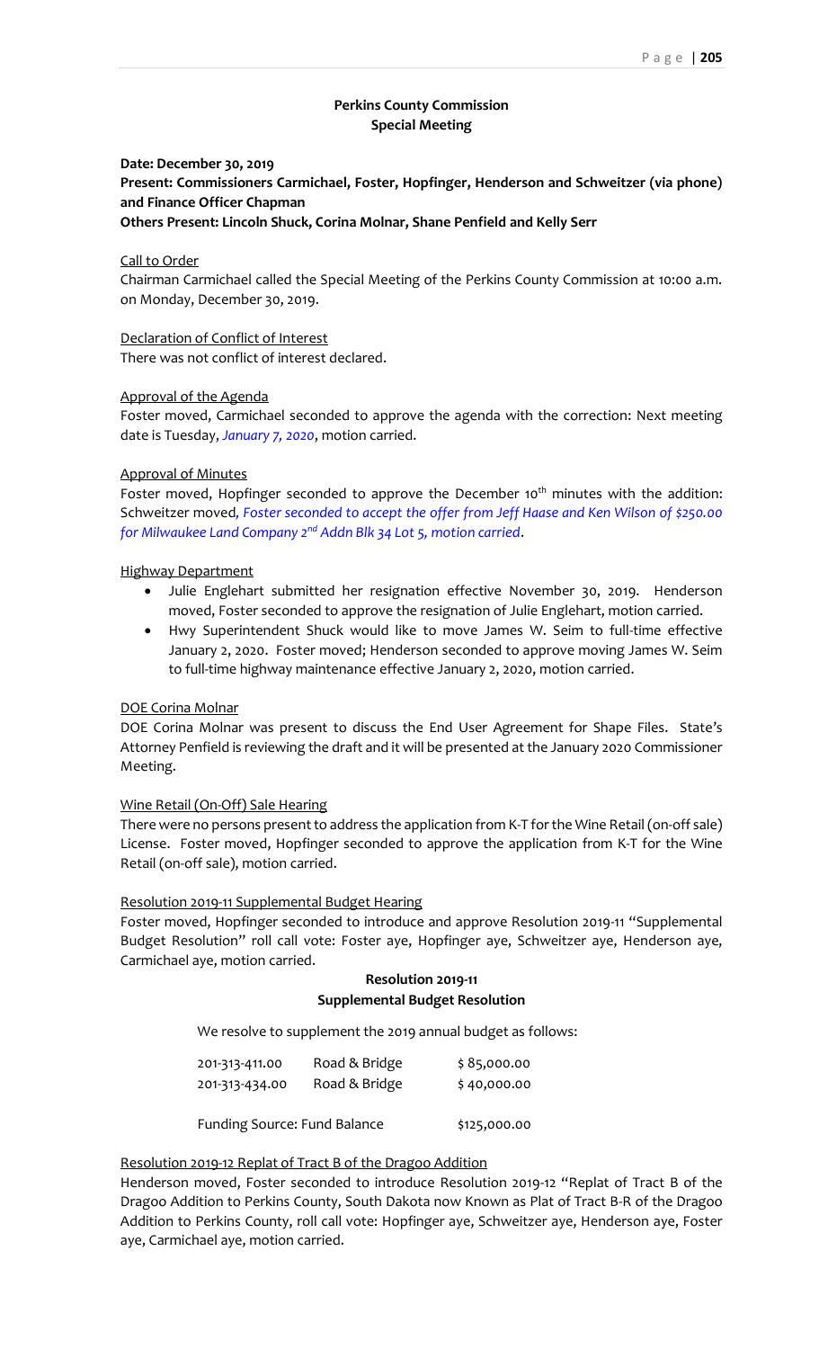## Perkins County Commission
## Special Meeting

**Date: December 30, 2019**
**Present: Commissioners Carmichael, Foster, Hopfinger, Henderson and Schweitzer (via phone) and Finance Officer Chapman**
**Others Present: Lincoln Shuck, Corina Molnar, Shane Penfield and Kelly Serr**

Call to Order

Chairman Carmichael called the Special Meeting of the Perkins County Commission at 10:00 a.m. on Monday, December 30, 2019.

Declaration of Conflict of Interest

There was not conflict of interest declared.

Approval of the Agenda

Foster moved, Carmichael seconded to approve the agenda with the correction: Next meeting date is Tuesday, *January 7, 2020*, motion carried.

Approval of Minutes

Foster moved, Hopfinger seconded to approve the December 10th minutes with the addition: Schweitzer moved*, Foster seconded to accept the offer from Jeff Haase and Ken Wilson of $250.00 for Milwaukee Land Company 2nd Addn Blk 34 Lot 5, motion carried*.

Highway Department

- Julie Englehart submitted her resignation effective November 30, 2019. Henderson moved, Foster seconded to approve the resignation of Julie Englehart, motion carried.
- Hwy Superintendent Shuck would like to move James W. Seim to full-time effective January 2, 2020. Foster moved; Henderson seconded to approve moving James W. Seim to full-time highway maintenance effective January 2, 2020, motion carried.

DOE Corina Molnar

DOE Corina Molnar was present to discuss the End User Agreement for Shape Files. State's Attorney Penfield is reviewing the draft and it will be presented at the January 2020 Commissioner Meeting.

Wine Retail (On-Off) Sale Hearing

There were no persons present to address the application from K-T for the Wine Retail (on-off sale) License. Foster moved, Hopfinger seconded to approve the application from K-T for the Wine Retail (on-off sale), motion carried.

Resolution 2019-11 Supplemental Budget Hearing

Foster moved, Hopfinger seconded to introduce and approve Resolution 2019-11 "Supplemental Budget Resolution" roll call vote: Foster aye, Hopfinger aye, Schweitzer aye, Henderson aye, Carmichael aye, motion carried.

**Resolution 2019-11**
**Supplemental Budget Resolution**

We resolve to supplement the 2019 annual budget as follows:

| | | |
|---|---|---|
| 201-313-411.00 | Road & Bridge | $ 85,000.00 |
| 201-313-434.00 | Road & Bridge | $ 40,000.00 |
| Funding Source: Fund Balance | | $125,000.00 |

Resolution 2019-12 Replat of Tract B of the Dragoo Addition

Henderson moved, Foster seconded to introduce Resolution 2019-12 "Replat of Tract B of the Dragoo Addition to Perkins County, South Dakota now Known as Plat of Tract B-R of the Dragoo Addition to Perkins County, roll call vote: Hopfinger aye, Schweitzer aye, Henderson aye, Foster aye, Carmichael aye, motion carried.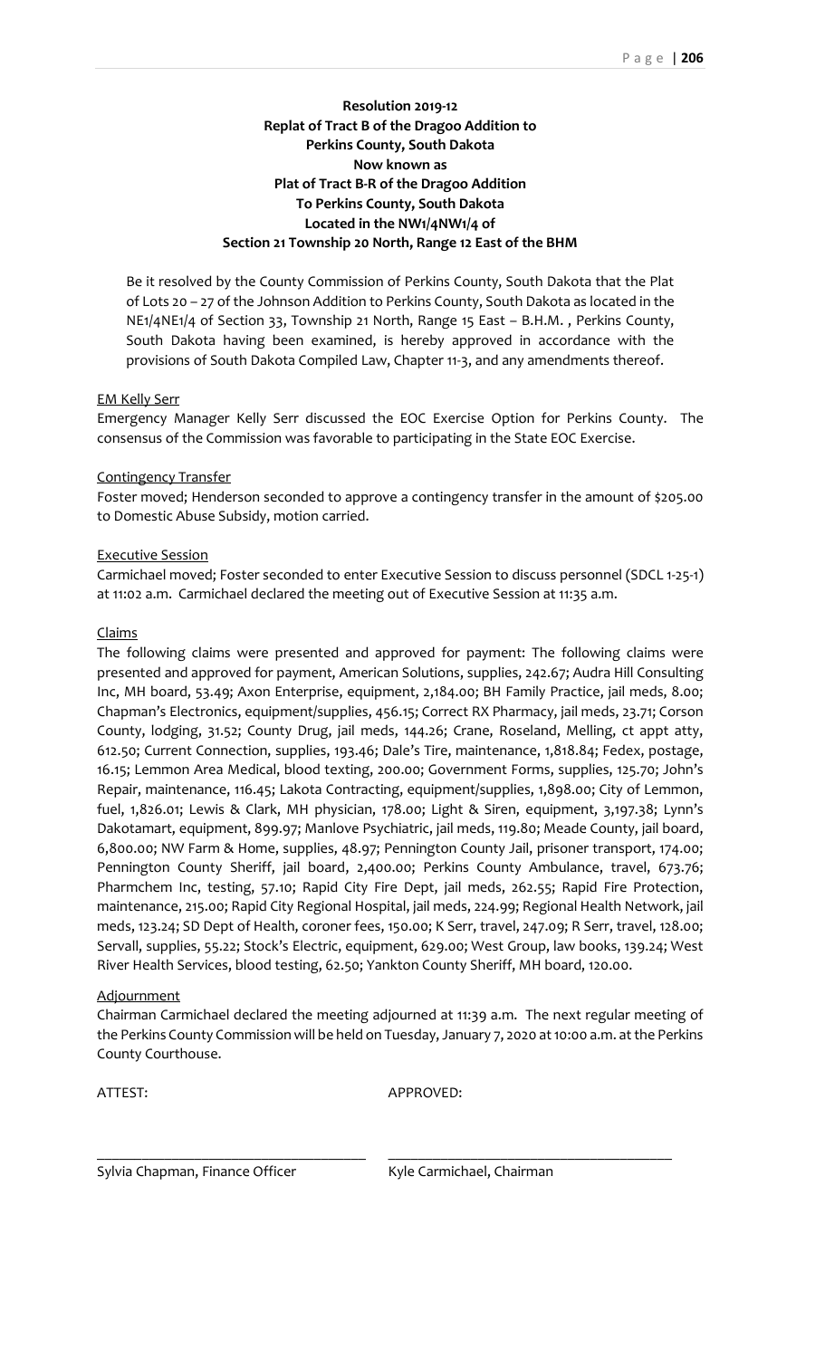**Resolution 2019-12**
**Replat of Tract B of the Dragoo Addition to**
**Perkins County, South Dakota**
**Now known as**
**Plat of Tract B-R of the Dragoo Addition**
**To Perkins County, South Dakota**
**Located in the NW1/4NW1/4 of**
**Section 21 Township 20 North, Range 12 East of the BHM**

Be it resolved by the County Commission of Perkins County, South Dakota that the Plat of Lots 20 – 27 of the Johnson Addition to Perkins County, South Dakota as located in the NE1/4NE1/4 of Section 33, Township 21 North, Range 15 East – B.H.M. , Perkins County, South Dakota having been examined, is hereby approved in accordance with the provisions of South Dakota Compiled Law, Chapter 11-3, and any amendments thereof.

EM Kelly Serr

Emergency Manager Kelly Serr discussed the EOC Exercise Option for Perkins County. The consensus of the Commission was favorable to participating in the State EOC Exercise.

Contingency Transfer

Foster moved; Henderson seconded to approve a contingency transfer in the amount of $205.00 to Domestic Abuse Subsidy, motion carried.

Executive Session

Carmichael moved; Foster seconded to enter Executive Session to discuss personnel (SDCL 1-25-1) at 11:02 a.m. Carmichael declared the meeting out of Executive Session at 11:35 a.m.

Claims

The following claims were presented and approved for payment: The following claims were presented and approved for payment, American Solutions, supplies, 242.67; Audra Hill Consulting Inc, MH board, 53.49; Axon Enterprise, equipment, 2,184.00; BH Family Practice, jail meds, 8.00; Chapman's Electronics, equipment/supplies, 456.15; Correct RX Pharmacy, jail meds, 23.71; Corson County, lodging, 31.52; County Drug, jail meds, 144.26; Crane, Roseland, Melling, ct appt atty, 612.50; Current Connection, supplies, 193.46; Dale's Tire, maintenance, 1,818.84; Fedex, postage, 16.15; Lemmon Area Medical, blood texting, 200.00; Government Forms, supplies, 125.70; John's Repair, maintenance, 116.45; Lakota Contracting, equipment/supplies, 1,898.00; City of Lemmon, fuel, 1,826.01; Lewis & Clark, MH physician, 178.00; Light & Siren, equipment, 3,197.38; Lynn's Dakotamart, equipment, 899.97; Manlove Psychiatric, jail meds, 119.80; Meade County, jail board, 6,800.00; NW Farm & Home, supplies, 48.97; Pennington County Jail, prisoner transport, 174.00; Pennington County Sheriff, jail board, 2,400.00; Perkins County Ambulance, travel, 673.76; Pharmchem Inc, testing, 57.10; Rapid City Fire Dept, jail meds, 262.55; Rapid Fire Protection, maintenance, 215.00; Rapid City Regional Hospital, jail meds, 224.99; Regional Health Network, jail meds, 123.24; SD Dept of Health, coroner fees, 150.00; K Serr, travel, 247.09; R Serr, travel, 128.00; Servall, supplies, 55.22; Stock's Electric, equipment, 629.00; West Group, law books, 139.24; West River Health Services, blood testing, 62.50; Yankton County Sheriff, MH board, 120.00.

Adjournment

Chairman Carmichael declared the meeting adjourned at 11:39 a.m. The next regular meeting of the Perkins County Commission will be held on Tuesday, January 7, 2020 at 10:00 a.m. at the Perkins County Courthouse.

ATTEST: APPROVED:

\_\_\_\_\_\_\_\_\_\_\_\_\_\_\_\_\_\_\_\_\_\_\_\_\_\_\_\_\_\_\_\_\_\_\_\_ \_\_\_\_\_\_\_\_\_\_\_\_\_\_\_\_\_\_\_\_\_\_\_\_\_\_\_\_\_\_\_\_\_\_\_\_

Sylvia Chapman, Finance Officer Kyle Carmichael, Chairman